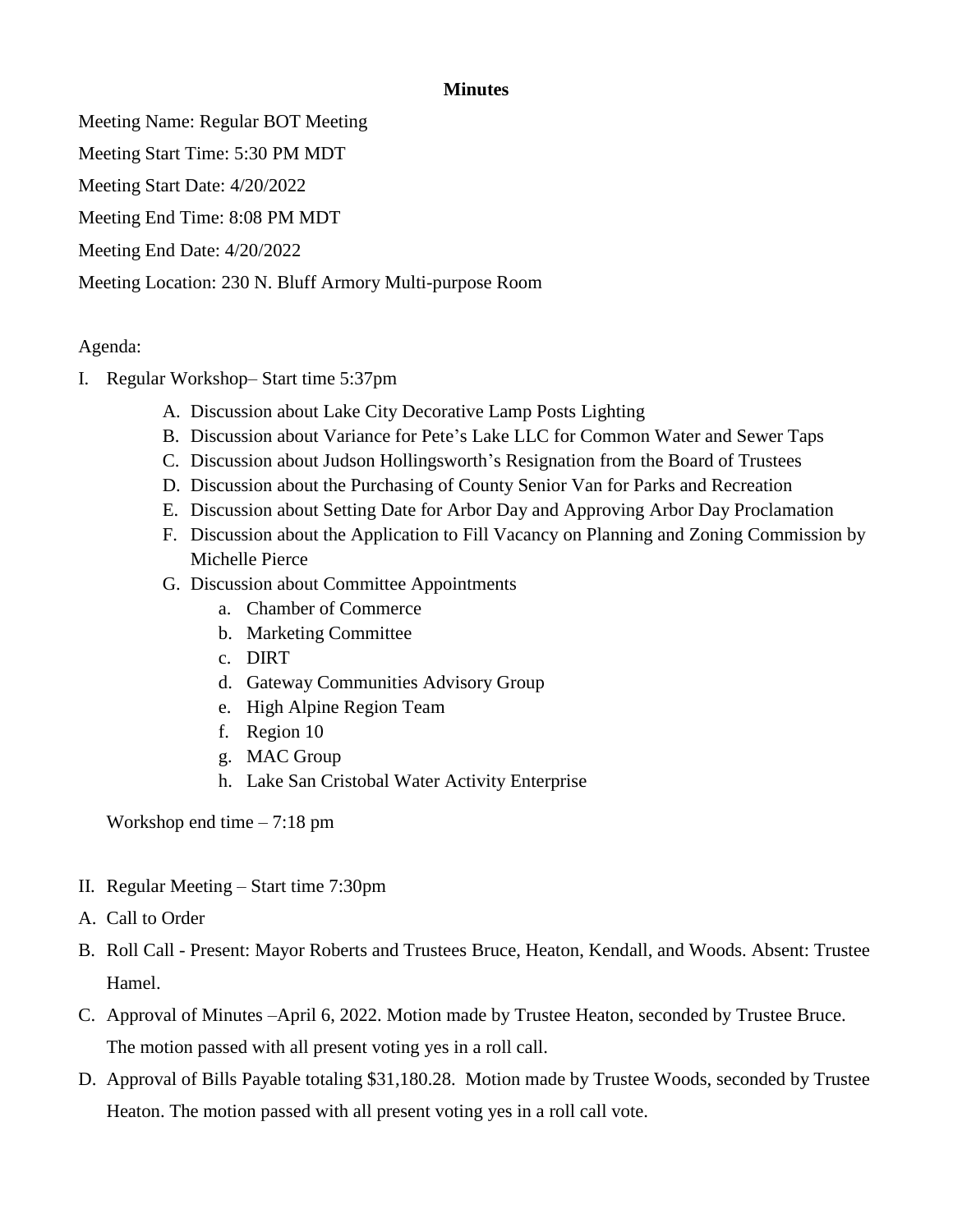**Minutes**

Meeting Name: Regular BOT Meeting

Meeting Start Time: 5:30 PM MDT

Meeting Start Date: 4/20/2022

Meeting End Time: 8:08 PM MDT

Meeting End Date: 4/20/2022

Meeting Location: 230 N. Bluff Armory Multi-purpose Room

Agenda:

I. Regular Workshop– Start time 5:37pm
   - A. Discussion about Lake City Decorative Lamp Posts Lighting
   - B. Discussion about Variance for Pete's Lake LLC for Common Water and Sewer Taps
   - C. Discussion about Judson Hollingsworth's Resignation from the Board of Trustees
   - D. Discussion about the Purchasing of County Senior Van for Parks and Recreation
   - E. Discussion about Setting Date for Arbor Day and Approving Arbor Day Proclamation
   - F. Discussion about the Application to Fill Vacancy on Planning and Zoning Commission by Michelle Pierce
   - G. Discussion about Committee Appointments
     - a. Chamber of Commerce
     - b. Marketing Committee
     - c. DIRT
     - d. Gateway Communities Advisory Group
     - e. High Alpine Region Team
     - f. Region 10
     - g. MAC Group
     - h. Lake San Cristobal Water Activity Enterprise

   Workshop end time – 7:18 pm

II. Regular Meeting – Start time 7:30pm

A. Call to Order

B. Roll Call - Present: Mayor Roberts and Trustees Bruce, Heaton, Kendall, and Woods. Absent: Trustee Hamel.

C. Approval of Minutes –April 6, 2022. Motion made by Trustee Heaton, seconded by Trustee Bruce. The motion passed with all present voting yes in a roll call.

D. Approval of Bills Payable totaling $31,180.28. Motion made by Trustee Woods, seconded by Trustee Heaton. The motion passed with all present voting yes in a roll call vote.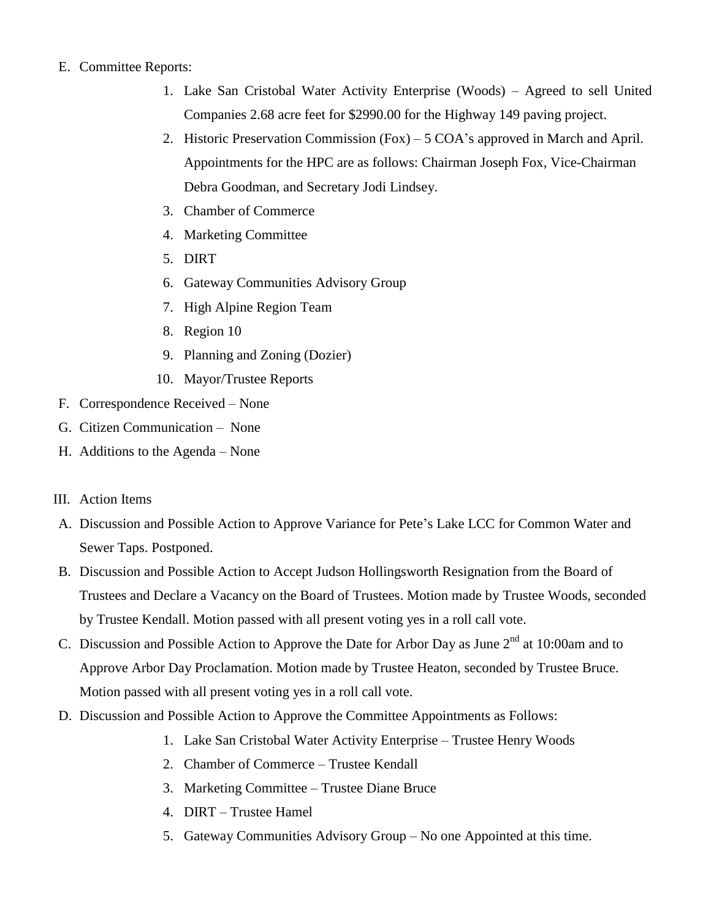E. Committee Reports:

  1. Lake San Cristobal Water Activity Enterprise (Woods) – Agreed to sell United Companies 2.68 acre feet for $2990.00 for the Highway 149 paving project.
  2. Historic Preservation Commission (Fox) – 5 COA's approved in March and April. Appointments for the HPC are as follows: Chairman Joseph Fox, Vice-Chairman Debra Goodman, and Secretary Jodi Lindsey.
  3. Chamber of Commerce
  4. Marketing Committee
  5. DIRT
  6. Gateway Communities Advisory Group
  7. High Alpine Region Team
  8. Region 10
  9. Planning and Zoning (Dozier)
  10. Mayor/Trustee Reports

F. Correspondence Received – None

G. Citizen Communication – None

H. Additions to the Agenda – None

III. Action Items

A. Discussion and Possible Action to Approve Variance for Pete's Lake LCC for Common Water and Sewer Taps. Postponed.

B. Discussion and Possible Action to Accept Judson Hollingsworth Resignation from the Board of Trustees and Declare a Vacancy on the Board of Trustees. Motion made by Trustee Woods, seconded by Trustee Kendall. Motion passed with all present voting yes in a roll call vote.

C. Discussion and Possible Action to Approve the Date for Arbor Day as June 2nd at 10:00am and to Approve Arbor Day Proclamation. Motion made by Trustee Heaton, seconded by Trustee Bruce. Motion passed with all present voting yes in a roll call vote.

D. Discussion and Possible Action to Approve the Committee Appointments as Follows:

  1. Lake San Cristobal Water Activity Enterprise – Trustee Henry Woods
  2. Chamber of Commerce – Trustee Kendall
  3. Marketing Committee – Trustee Diane Bruce
  4. DIRT – Trustee Hamel
  5. Gateway Communities Advisory Group – No one Appointed at this time.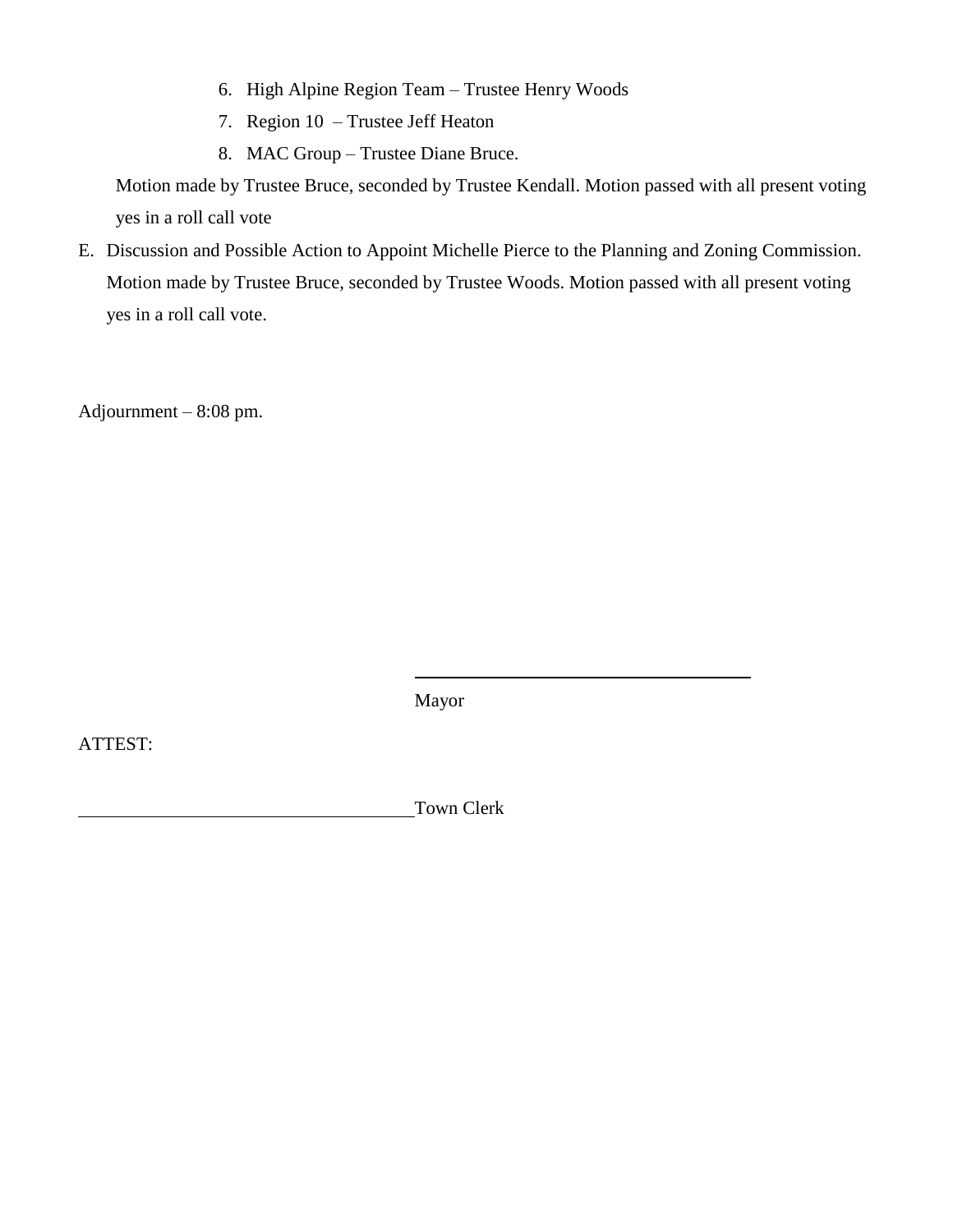6. High Alpine Region Team – Trustee Henry Woods
7. Region 10 – Trustee Jeff Heaton
8. MAC Group – Trustee Diane Bruce.

Motion made by Trustee Bruce, seconded by Trustee Kendall. Motion passed with all present voting yes in a roll call vote

E. Discussion and Possible Action to Appoint Michelle Pierce to the Planning and Zoning Commission. Motion made by Trustee Bruce, seconded by Trustee Woods. Motion passed with all present voting yes in a roll call vote.

Adjournment – 8:08 pm.

\_\_\_\_\_\_\_\_\_\_\_\_\_\_\_\_\_\_\_\_\_\_\_\_\_\_\_\_\_\_\_\_\_\_\_\_

Mayor

ATTEST:

\_\_\_\_\_\_\_\_\_\_\_\_\_\_\_\_\_\_\_\_\_\_\_\_\_\_\_\_\_\_\_\_\_\_\_\_ Town Clerk